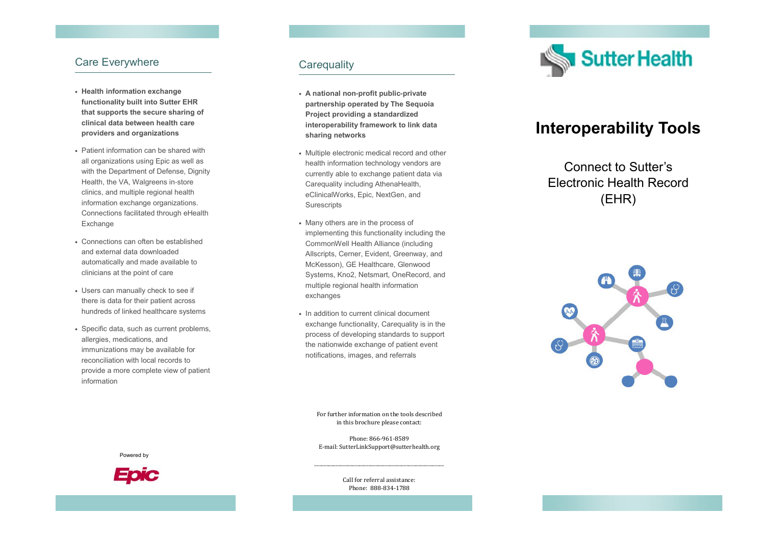## Care Everywhere

- **Health information exchange functionality built into Sutter EHR that supports the secure sharing of clinical data between health care providers and organizations**
- Patient information can be shared with all organizations using Epic as well as with the Department of Defense, Dignity Health, the VA, Walgreens in-store clinics, and multiple regional health information exchange organizations. Connections facilitated through eHealth Exchange
- Connections can often be established and external data downloaded automatically and made available to clinicians at the point of care
- Users can manually check to see if there is data for their patient across hundreds of linked healthcare systems
- Specific data, such as current problems, allergies, medications, and immunizations may be available for reconciliation with local records to provide a more complete view of patient information

Powered by

Epic

## Carequality

- **A national non-profit public-private partnership operated by The Sequoia Project providing a standardized interoperability framework to link data sharing networks**
- Multiple electronic medical record and other health information technology vendors are currently able to exchange patient data via Carequality including AthenaHealth, eClinicalWorks, Epic, NextGen, and Surescripts
- Many others are in the process of implementing this functionality including the CommonWell Health Alliance (including Allscripts, Cerner, Evident, Greenway, and McKesson), GE Healthcare, Glenwood Systems, Kno2, Netsmart, OneRecord, and multiple regional health information exchanges
- In addition to current clinical document exchange functionality, Carequality is in the process of developing standards to support the nationwide exchange of patient event notifications, images, and referrals

For further information on the tools described in this brochure please contact:

Phone: 866-961-8589
E-mail: SutterLinkSupport@sutterhealth.org

Call for referral assistance:
Phone: 888-834-1788

Sutter Health

# Interoperability Tools

Connect to Sutter's Electronic Health Record (EHR)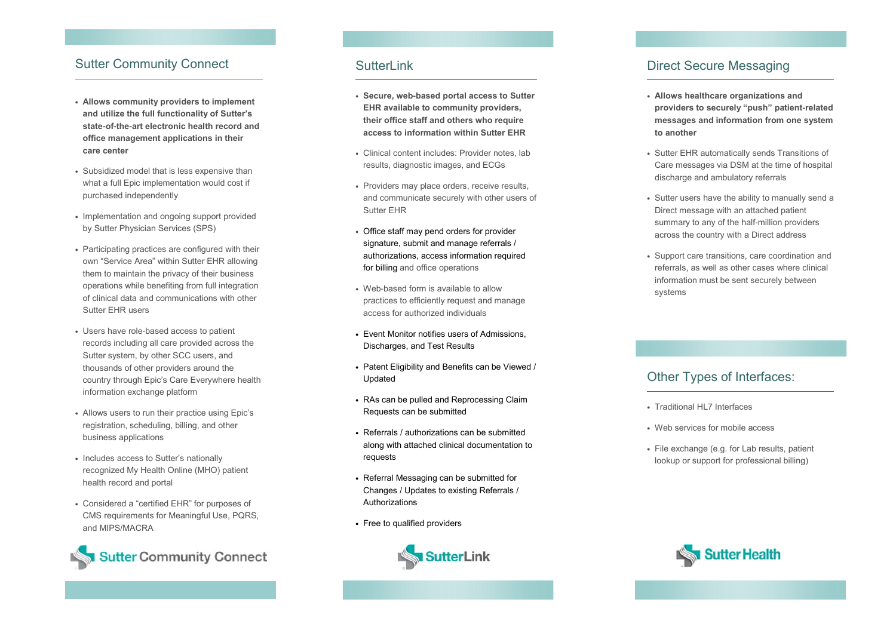## Sutter Community Connect

- **Allows community providers to implement and utilize the full functionality of Sutter's state-of-the-art electronic health record and office management applications in their care center**
- Subsidized model that is less expensive than what a full Epic implementation would cost if purchased independently
- Implementation and ongoing support provided by Sutter Physician Services (SPS)
- Participating practices are configured with their own "Service Area" within Sutter EHR allowing them to maintain the privacy of their business operations while benefiting from full integration of clinical data and communications with other Sutter EHR users
- Users have role-based access to patient records including all care provided across the Sutter system, by other SCC users, and thousands of other providers around the country through Epic's Care Everywhere health information exchange platform
- Allows users to run their practice using Epic's registration, scheduling, billing, and other business applications
- Includes access to Sutter's nationally recognized My Health Online (MHO) patient health record and portal
- Considered a "certified EHR" for purposes of CMS requirements for Meaningful Use, PQRS, and MIPS/MACRA

Sutter Community Connect

## SutterLink

- **Secure, web-based portal access to Sutter EHR available to community providers, their office staff and others who require access to information within Sutter EHR**
- Clinical content includes: Provider notes, lab results, diagnostic images, and ECGs
- Providers may place orders, receive results, and communicate securely with other users of Sutter EHR
- Office staff may pend orders for provider signature, submit and manage referrals / authorizations, access information required for billing and office operations
- Web-based form is available to allow practices to efficiently request and manage access for authorized individuals
- Event Monitor notifies users of Admissions, Discharges, and Test Results
- Patent Eligibility and Benefits can be Viewed / Updated
- RAs can be pulled and Reprocessing Claim Requests can be submitted
- Referrals / authorizations can be submitted along with attached clinical documentation to requests
- Referral Messaging can be submitted for Changes / Updates to existing Referrals / Authorizations
- Free to qualified providers

SutterLink

## Direct Secure Messaging

- **Allows healthcare organizations and providers to securely "push" patient-related messages and information from one system to another**
- Sutter EHR automatically sends Transitions of Care messages via DSM at the time of hospital discharge and ambulatory referrals
- Sutter users have the ability to manually send a Direct message with an attached patient summary to any of the half-million providers across the country with a Direct address
- Support care transitions, care coordination and referrals, as well as other cases where clinical information must be sent securely between systems

## Other Types of Interfaces:

- Traditional HL7 Interfaces
- Web services for mobile access
- File exchange (e.g. for Lab results, patient lookup or support for professional billing)

Sutter Health